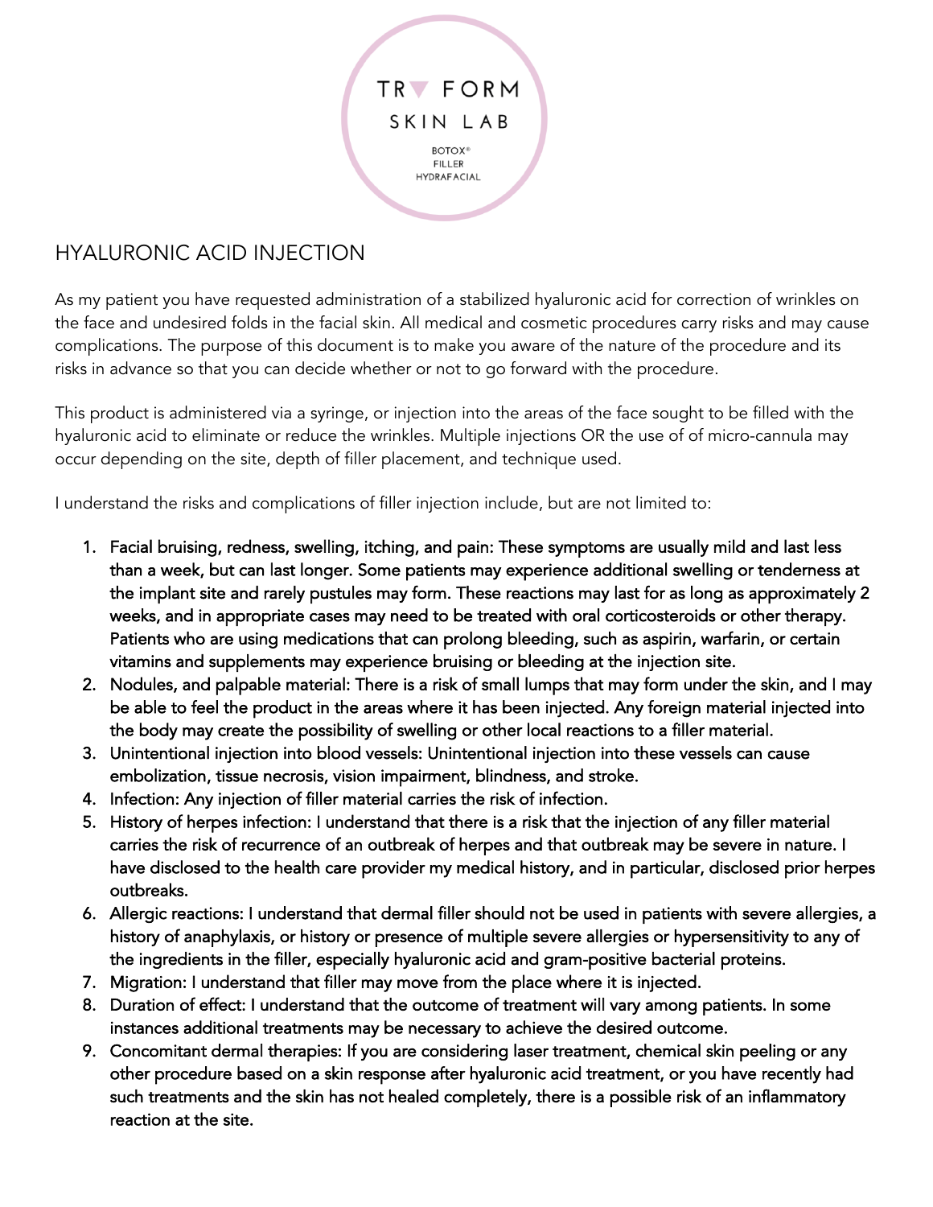TRY FORM

SKIN LAB

BOTOX®
FILLER
HYDRAFACIAL

# HYALURONIC ACID INJECTION

As my patient you have requested administration of a stabilized hyaluronic acid for correction of wrinkles on the face and undesired folds in the facial skin. All medical and cosmetic procedures carry risks and may cause complications. The purpose of this document is to make you aware of the nature of the procedure and its risks in advance so that you can decide whether or not to go forward with the procedure.

This product is administered via a syringe, or injection into the areas of the face sought to be filled with the hyaluronic acid to eliminate or reduce the wrinkles. Multiple injections OR the use of of micro-cannula may occur depending on the site, depth of filler placement, and technique used.

I understand the risks and complications of filler injection include, but are not limited to:

1. Facial bruising, redness, swelling, itching, and pain: These symptoms are usually mild and last less than a week, but can last longer. Some patients may experience additional swelling or tenderness at the implant site and rarely pustules may form. These reactions may last for as long as approximately 2 weeks, and in appropriate cases may need to be treated with oral corticosteroids or other therapy. Patients who are using medications that can prolong bleeding, such as aspirin, warfarin, or certain vitamins and supplements may experience bruising or bleeding at the injection site.
2. Nodules, and palpable material: There is a risk of small lumps that may form under the skin, and I may be able to feel the product in the areas where it has been injected. Any foreign material injected into the body may create the possibility of swelling or other local reactions to a filler material.
3. Unintentional injection into blood vessels: Unintentional injection into these vessels can cause embolization, tissue necrosis, vision impairment, blindness, and stroke.
4. Infection: Any injection of filler material carries the risk of infection.
5. History of herpes infection: I understand that there is a risk that the injection of any filler material carries the risk of recurrence of an outbreak of herpes and that outbreak may be severe in nature. I have disclosed to the health care provider my medical history, and in particular, disclosed prior herpes outbreaks.
6. Allergic reactions: I understand that dermal filler should not be used in patients with severe allergies, a history of anaphylaxis, or history or presence of multiple severe allergies or hypersensitivity to any of the ingredients in the filler, especially hyaluronic acid and gram-positive bacterial proteins.
7. Migration: I understand that filler may move from the place where it is injected.
8. Duration of effect: I understand that the outcome of treatment will vary among patients. In some instances additional treatments may be necessary to achieve the desired outcome.
9. Concomitant dermal therapies: If you are considering laser treatment, chemical skin peeling or any other procedure based on a skin response after hyaluronic acid treatment, or you have recently had such treatments and the skin has not healed completely, there is a possible risk of an inflammatory reaction at the site.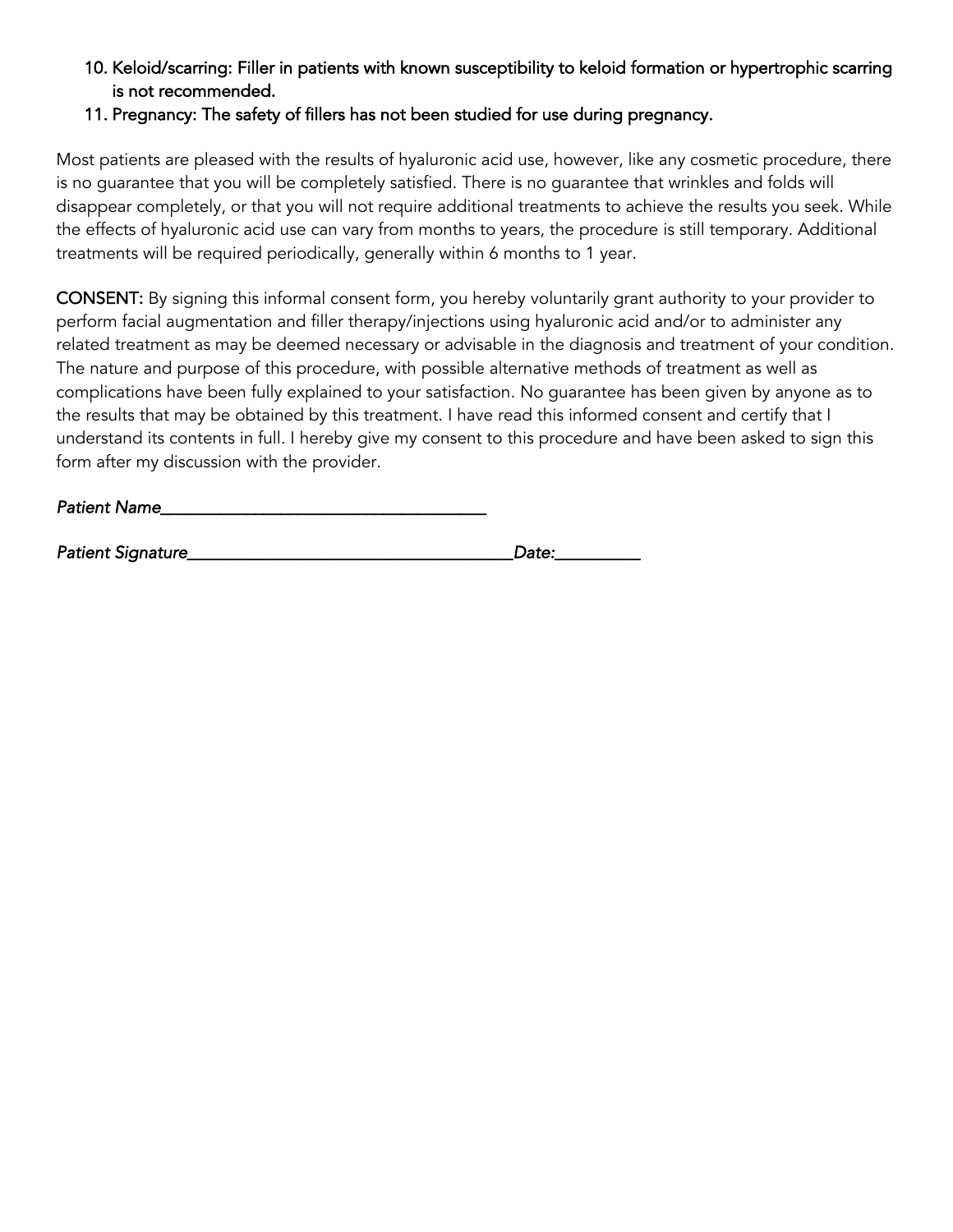10. Keloid/scarring: Filler in patients with known susceptibility to keloid formation or hypertrophic scarring is not recommended.
11. Pregnancy: The safety of fillers has not been studied for use during pregnancy.

Most patients are pleased with the results of hyaluronic acid use, however, like any cosmetic procedure, there is no guarantee that you will be completely satisfied. There is no guarantee that wrinkles and folds will disappear completely, or that you will not require additional treatments to achieve the results you seek. While the effects of hyaluronic acid use can vary from months to years, the procedure is still temporary. Additional treatments will be required periodically, generally within 6 months to 1 year.

**CONSENT:** By signing this informal consent form, you hereby voluntarily grant authority to your provider to perform facial augmentation and filler therapy/injections using hyaluronic acid and/or to administer any related treatment as may be deemed necessary or advisable in the diagnosis and treatment of your condition. The nature and purpose of this procedure, with possible alternative methods of treatment as well as complications have been fully explained to your satisfaction. No guarantee has been given by anyone as to the results that may be obtained by this treatment. I have read this informed consent and certify that I understand its contents in full. I hereby give my consent to this procedure and have been asked to sign this form after my discussion with the provider.

*Patient Name*_______________________________________

*Patient Signature*_____________________________________*Date:*__________